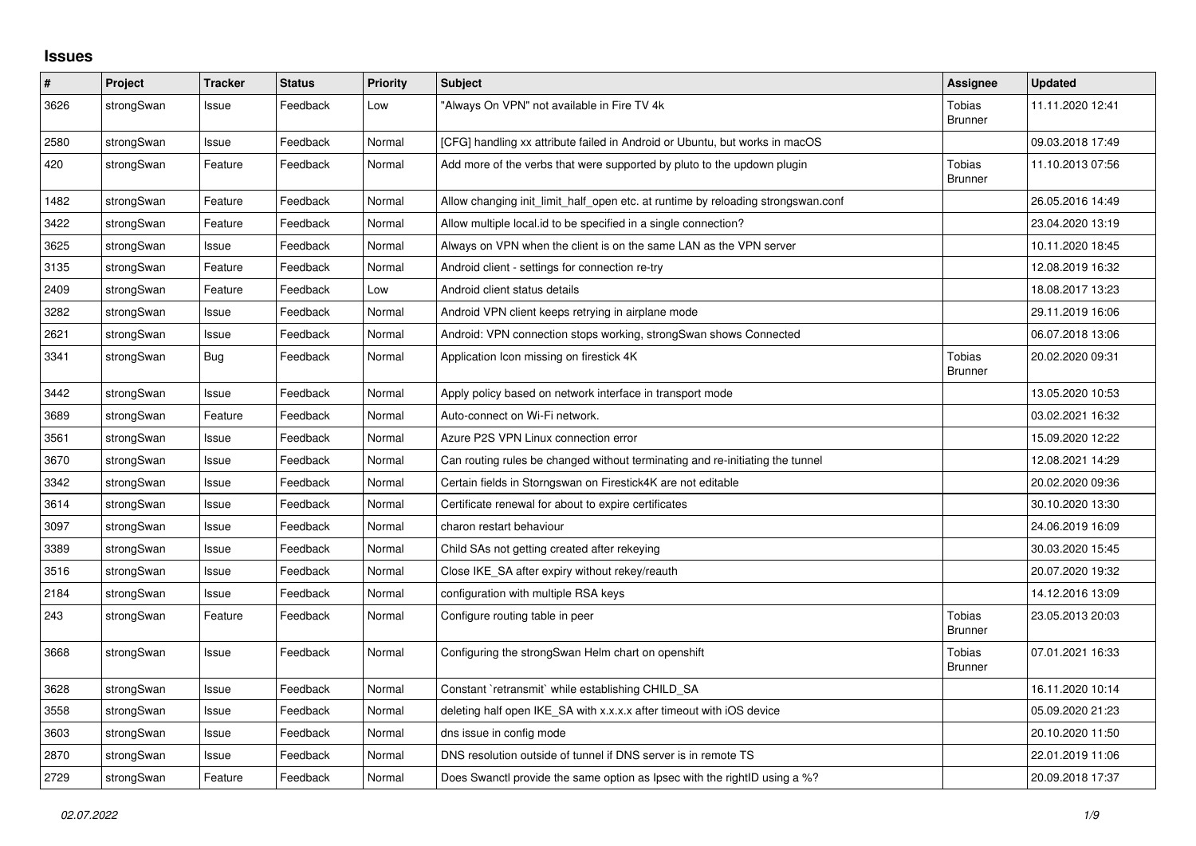## Issues

| # | Project | Tracker | Status | Priority | Subject | Assignee | Updated |
|---|---|---|---|---|---|---|---|
| 3626 | strongSwan | Issue | Feedback | Low | "Always On VPN" not available in Fire TV 4k | Tobias Brunner | 11.11.2020 12:41 |
| 2580 | strongSwan | Issue | Feedback | Normal | [CFG] handling xx attribute failed in Android or Ubuntu, but works in macOS | | 09.03.2018 17:49 |
| 420 | strongSwan | Feature | Feedback | Normal | Add more of the verbs that were supported by pluto to the updown plugin | Tobias Brunner | 11.10.2013 07:56 |
| 1482 | strongSwan | Feature | Feedback | Normal | Allow changing init_limit_half_open etc. at runtime by reloading strongswan.conf | | 26.05.2016 14:49 |
| 3422 | strongSwan | Feature | Feedback | Normal | Allow multiple local.id to be specified in a single connection? | | 23.04.2020 13:19 |
| 3625 | strongSwan | Issue | Feedback | Normal | Always on VPN when the client is on the same LAN as the VPN server | | 10.11.2020 18:45 |
| 3135 | strongSwan | Feature | Feedback | Normal | Android client - settings for connection re-try | | 12.08.2019 16:32 |
| 2409 | strongSwan | Feature | Feedback | Low | Android client status details | | 18.08.2017 13:23 |
| 3282 | strongSwan | Issue | Feedback | Normal | Android VPN client keeps retrying in airplane mode | | 29.11.2019 16:06 |
| 2621 | strongSwan | Issue | Feedback | Normal | Android: VPN connection stops working, strongSwan shows Connected | | 06.07.2018 13:06 |
| 3341 | strongSwan | Bug | Feedback | Normal | Application Icon missing on firestick 4K | Tobias Brunner | 20.02.2020 09:31 |
| 3442 | strongSwan | Issue | Feedback | Normal | Apply policy based on network interface in transport mode | | 13.05.2020 10:53 |
| 3689 | strongSwan | Feature | Feedback | Normal | Auto-connect on Wi-Fi network. | | 03.02.2021 16:32 |
| 3561 | strongSwan | Issue | Feedback | Normal | Azure P2S VPN Linux connection error | | 15.09.2020 12:22 |
| 3670 | strongSwan | Issue | Feedback | Normal | Can routing rules be changed without terminating and re-initiating the tunnel | | 12.08.2021 14:29 |
| 3342 | strongSwan | Issue | Feedback | Normal | Certain fields in Storngswan on Firestick4K are not editable | | 20.02.2020 09:36 |
| 3614 | strongSwan | Issue | Feedback | Normal | Certificate renewal for about to expire certificates | | 30.10.2020 13:30 |
| 3097 | strongSwan | Issue | Feedback | Normal | charon restart behaviour | | 24.06.2019 16:09 |
| 3389 | strongSwan | Issue | Feedback | Normal | Child SAs not getting created after rekeying | | 30.03.2020 15:45 |
| 3516 | strongSwan | Issue | Feedback | Normal | Close IKE_SA after expiry without rekey/reauth | | 20.07.2020 19:32 |
| 2184 | strongSwan | Issue | Feedback | Normal | configuration with multiple RSA keys | | 14.12.2016 13:09 |
| 243 | strongSwan | Feature | Feedback | Normal | Configure routing table in peer | Tobias Brunner | 23.05.2013 20:03 |
| 3668 | strongSwan | Issue | Feedback | Normal | Configuring the strongSwan Helm chart on openshift | Tobias Brunner | 07.01.2021 16:33 |
| 3628 | strongSwan | Issue | Feedback | Normal | Constant `retransmit` while establishing CHILD_SA | | 16.11.2020 10:14 |
| 3558 | strongSwan | Issue | Feedback | Normal | deleting half open IKE_SA with x.x.x.x after timeout with iOS device | | 05.09.2020 21:23 |
| 3603 | strongSwan | Issue | Feedback | Normal | dns issue in config mode | | 20.10.2020 11:50 |
| 2870 | strongSwan | Issue | Feedback | Normal | DNS resolution outside of tunnel if DNS server is in remote TS | | 22.01.2019 11:06 |
| 2729 | strongSwan | Feature | Feedback | Normal | Does Swanctl provide the same option as Ipsec with the rightID using a %? | | 20.09.2018 17:37 |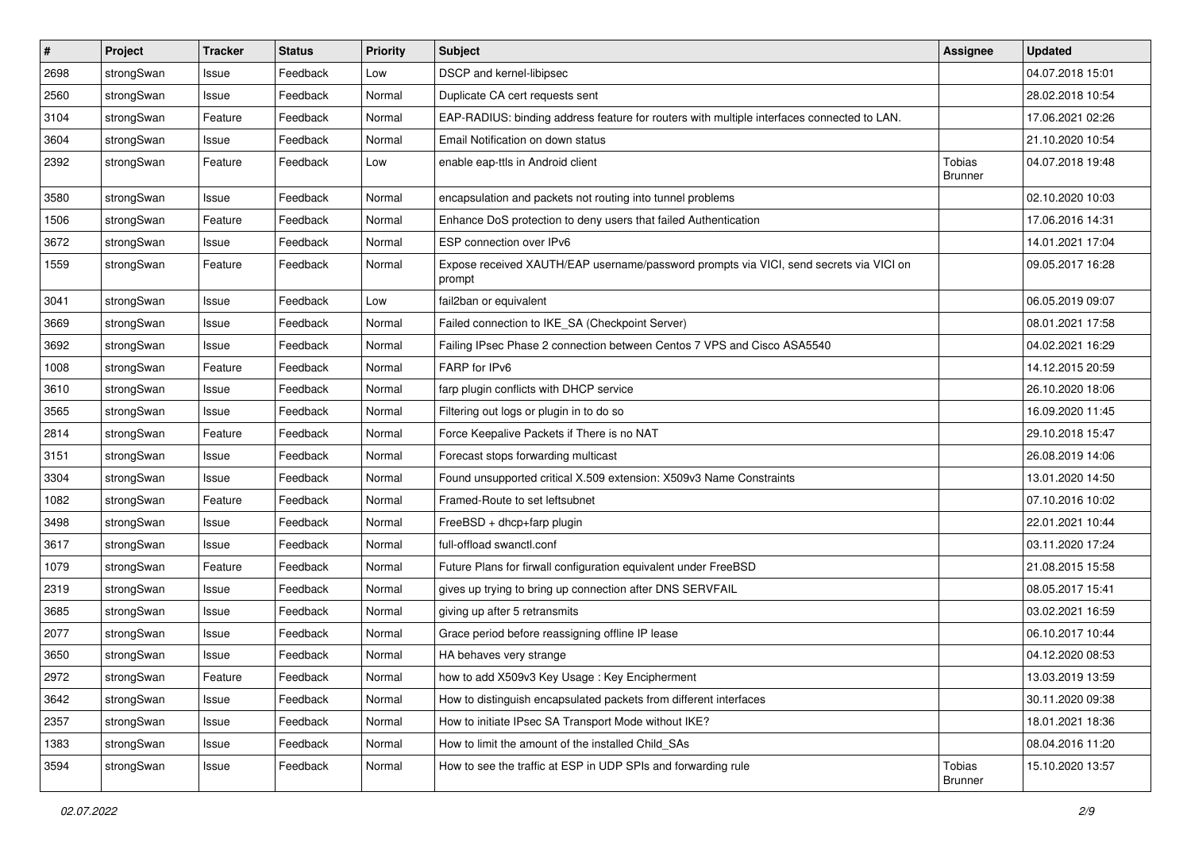| # | Project | Tracker | Status | Priority | Subject | Assignee | Updated |
|---|---|---|---|---|---|---|---|
| 2698 | strongSwan | Issue | Feedback | Low | DSCP and kernel-libipsec | | 04.07.2018 15:01 |
| 2560 | strongSwan | Issue | Feedback | Normal | Duplicate CA cert requests sent | | 28.02.2018 10:54 |
| 3104 | strongSwan | Feature | Feedback | Normal | EAP-RADIUS: binding address feature for routers with multiple interfaces connected to LAN. | | 17.06.2021 02:26 |
| 3604 | strongSwan | Issue | Feedback | Normal | Email Notification on down status | | 21.10.2020 10:54 |
| 2392 | strongSwan | Feature | Feedback | Low | enable eap-ttls in Android client | Tobias Brunner | 04.07.2018 19:48 |
| 3580 | strongSwan | Issue | Feedback | Normal | encapsulation and packets not routing into tunnel problems | | 02.10.2020 10:03 |
| 1506 | strongSwan | Feature | Feedback | Normal | Enhance DoS protection to deny users that failed Authentication | | 17.06.2016 14:31 |
| 3672 | strongSwan | Issue | Feedback | Normal | ESP connection over IPv6 | | 14.01.2021 17:04 |
| 1559 | strongSwan | Feature | Feedback | Normal | Expose received XAUTH/EAP username/password prompts via VICI, send secrets via VICI on prompt | | 09.05.2017 16:28 |
| 3041 | strongSwan | Issue | Feedback | Low | fail2ban or equivalent | | 06.05.2019 09:07 |
| 3669 | strongSwan | Issue | Feedback | Normal | Failed connection to IKE_SA (Checkpoint Server) | | 08.01.2021 17:58 |
| 3692 | strongSwan | Issue | Feedback | Normal | Failing IPsec Phase 2 connection between Centos 7 VPS and Cisco ASA5540 | | 04.02.2021 16:29 |
| 1008 | strongSwan | Feature | Feedback | Normal | FARP for IPv6 | | 14.12.2015 20:59 |
| 3610 | strongSwan | Issue | Feedback | Normal | farp plugin conflicts with DHCP service | | 26.10.2020 18:06 |
| 3565 | strongSwan | Issue | Feedback | Normal | Filtering out logs or plugin in to do so | | 16.09.2020 11:45 |
| 2814 | strongSwan | Feature | Feedback | Normal | Force Keepalive Packets if There is no NAT | | 29.10.2018 15:47 |
| 3151 | strongSwan | Issue | Feedback | Normal | Forecast stops forwarding multicast | | 26.08.2019 14:06 |
| 3304 | strongSwan | Issue | Feedback | Normal | Found unsupported critical X.509 extension: X509v3 Name Constraints | | 13.01.2020 14:50 |
| 1082 | strongSwan | Feature | Feedback | Normal | Framed-Route to set leftsubnet | | 07.10.2016 10:02 |
| 3498 | strongSwan | Issue | Feedback | Normal | FreeBSD + dhcp+farp plugin | | 22.01.2021 10:44 |
| 3617 | strongSwan | Issue | Feedback | Normal | full-offload swanctl.conf | | 03.11.2020 17:24 |
| 1079 | strongSwan | Feature | Feedback | Normal | Future Plans for firwall configuration equivalent under FreeBSD | | 21.08.2015 15:58 |
| 2319 | strongSwan | Issue | Feedback | Normal | gives up trying to bring up connection after DNS SERVFAIL | | 08.05.2017 15:41 |
| 3685 | strongSwan | Issue | Feedback | Normal | giving up after 5 retransmits | | 03.02.2021 16:59 |
| 2077 | strongSwan | Issue | Feedback | Normal | Grace period before reassigning offline IP lease | | 06.10.2017 10:44 |
| 3650 | strongSwan | Issue | Feedback | Normal | HA behaves very strange | | 04.12.2020 08:53 |
| 2972 | strongSwan | Feature | Feedback | Normal | how to add X509v3 Key Usage : Key Encipherment | | 13.03.2019 13:59 |
| 3642 | strongSwan | Issue | Feedback | Normal | How to distinguish encapsulated packets from different interfaces | | 30.11.2020 09:38 |
| 2357 | strongSwan | Issue | Feedback | Normal | How to initiate IPsec SA Transport Mode without IKE? | | 18.01.2021 18:36 |
| 1383 | strongSwan | Issue | Feedback | Normal | How to limit the amount of the installed Child_SAs | | 08.04.2016 11:20 |
| 3594 | strongSwan | Issue | Feedback | Normal | How to see the traffic at ESP in UDP SPIs and forwarding rule | Tobias Brunner | 15.10.2020 13:57 |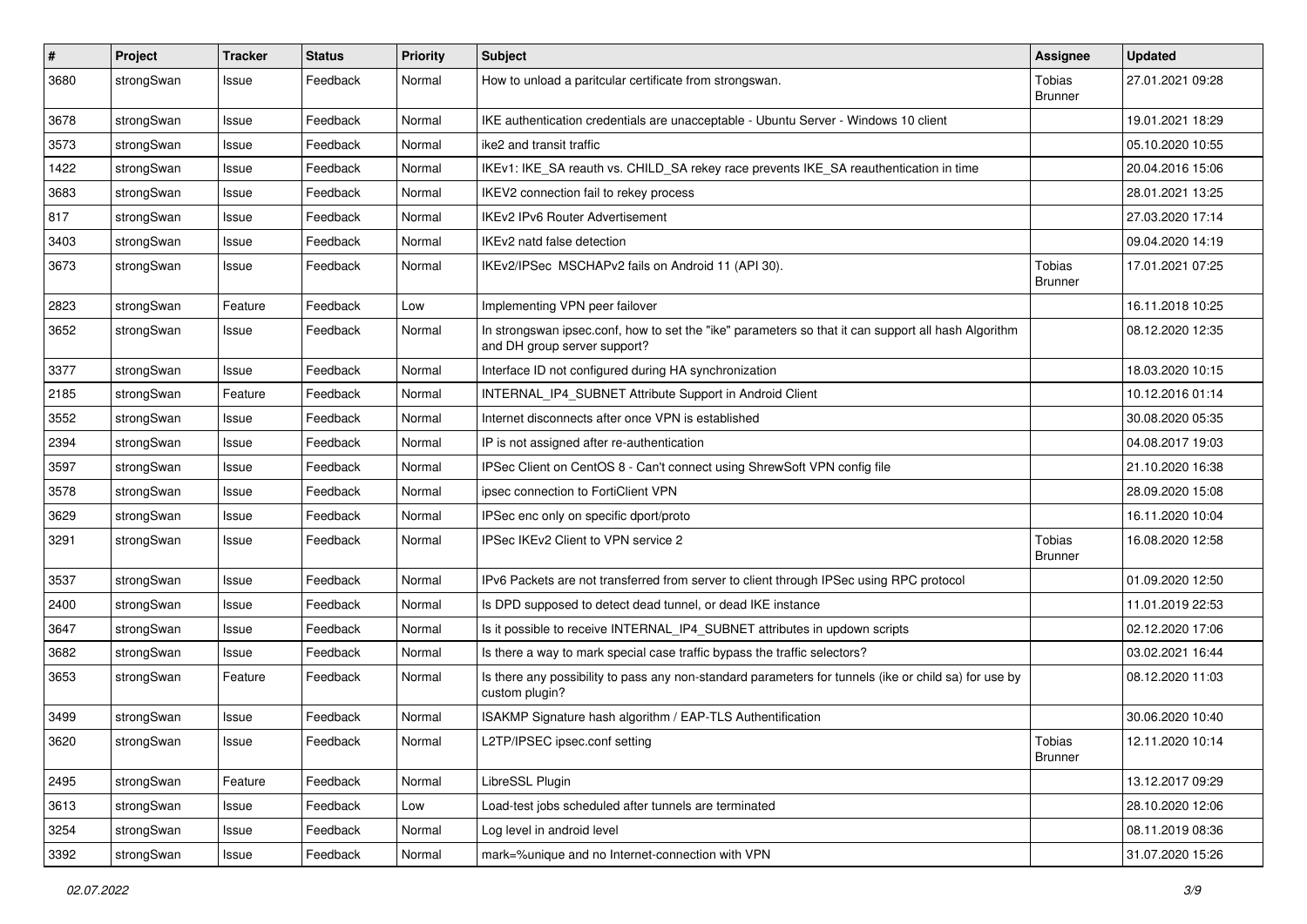| # | Project | Tracker | Status | Priority | Subject | Assignee | Updated |
|---|---|---|---|---|---|---|---|
| 3680 | strongSwan | Issue | Feedback | Normal | How to unload a paritcular certificate from strongswan. | Tobias Brunner | 27.01.2021 09:28 |
| 3678 | strongSwan | Issue | Feedback | Normal | IKE authentication credentials are unacceptable - Ubuntu Server - Windows 10 client | | 19.01.2021 18:29 |
| 3573 | strongSwan | Issue | Feedback | Normal | ike2 and transit traffic | | 05.10.2020 10:55 |
| 1422 | strongSwan | Issue | Feedback | Normal | IKEv1: IKE_SA reauth vs. CHILD_SA rekey race prevents IKE_SA reauthentication in time | | 20.04.2016 15:06 |
| 3683 | strongSwan | Issue | Feedback | Normal | IKEV2 connection fail to rekey process | | 28.01.2021 13:25 |
| 817 | strongSwan | Issue | Feedback | Normal | IKEv2 IPv6 Router Advertisement | | 27.03.2020 17:14 |
| 3403 | strongSwan | Issue | Feedback | Normal | IKEv2 natd false detection | | 09.04.2020 14:19 |
| 3673 | strongSwan | Issue | Feedback | Normal | IKEv2/IPSec MSCHAPv2 fails on Android 11 (API 30). | Tobias Brunner | 17.01.2021 07:25 |
| 2823 | strongSwan | Feature | Feedback | Low | Implementing VPN peer failover | | 16.11.2018 10:25 |
| 3652 | strongSwan | Issue | Feedback | Normal | In strongswan ipsec.conf, how to set the "ike" parameters so that it can support all hash Algorithm and DH group server support? | | 08.12.2020 12:35 |
| 3377 | strongSwan | Issue | Feedback | Normal | Interface ID not configured during HA synchronization | | 18.03.2020 10:15 |
| 2185 | strongSwan | Feature | Feedback | Normal | INTERNAL_IP4_SUBNET Attribute Support in Android Client | | 10.12.2016 01:14 |
| 3552 | strongSwan | Issue | Feedback | Normal | Internet disconnects after once VPN is established | | 30.08.2020 05:35 |
| 2394 | strongSwan | Issue | Feedback | Normal | IP is not assigned after re-authentication | | 04.08.2017 19:03 |
| 3597 | strongSwan | Issue | Feedback | Normal | IPSec Client on CentOS 8 - Can't connect using ShrewSoft VPN config file | | 21.10.2020 16:38 |
| 3578 | strongSwan | Issue | Feedback | Normal | ipsec connection to FortiClient VPN | | 28.09.2020 15:08 |
| 3629 | strongSwan | Issue | Feedback | Normal | IPSec enc only on specific dport/proto | | 16.11.2020 10:04 |
| 3291 | strongSwan | Issue | Feedback | Normal | IPSec IKEv2 Client to VPN service 2 | Tobias Brunner | 16.08.2020 12:58 |
| 3537 | strongSwan | Issue | Feedback | Normal | IPv6 Packets are not transferred from server to client through IPSec using RPC protocol | | 01.09.2020 12:50 |
| 2400 | strongSwan | Issue | Feedback | Normal | Is DPD supposed to detect dead tunnel, or dead IKE instance | | 11.01.2019 22:53 |
| 3647 | strongSwan | Issue | Feedback | Normal | Is it possible to receive INTERNAL_IP4_SUBNET attributes in updown scripts | | 02.12.2020 17:06 |
| 3682 | strongSwan | Issue | Feedback | Normal | Is there a way to mark special case traffic bypass the traffic selectors? | | 03.02.2021 16:44 |
| 3653 | strongSwan | Feature | Feedback | Normal | Is there any possibility to pass any non-standard parameters for tunnels (ike or child sa) for use by custom plugin? | | 08.12.2020 11:03 |
| 3499 | strongSwan | Issue | Feedback | Normal | ISAKMP Signature hash algorithm / EAP-TLS Authentification | | 30.06.2020 10:40 |
| 3620 | strongSwan | Issue | Feedback | Normal | L2TP/IPSEC ipsec.conf setting | Tobias Brunner | 12.11.2020 10:14 |
| 2495 | strongSwan | Feature | Feedback | Normal | LibreSSL Plugin | | 13.12.2017 09:29 |
| 3613 | strongSwan | Issue | Feedback | Low | Load-test jobs scheduled after tunnels are terminated | | 28.10.2020 12:06 |
| 3254 | strongSwan | Issue | Feedback | Normal | Log level in android level | | 08.11.2019 08:36 |
| 3392 | strongSwan | Issue | Feedback | Normal | mark=%unique and no Internet-connection with VPN | | 31.07.2020 15:26 |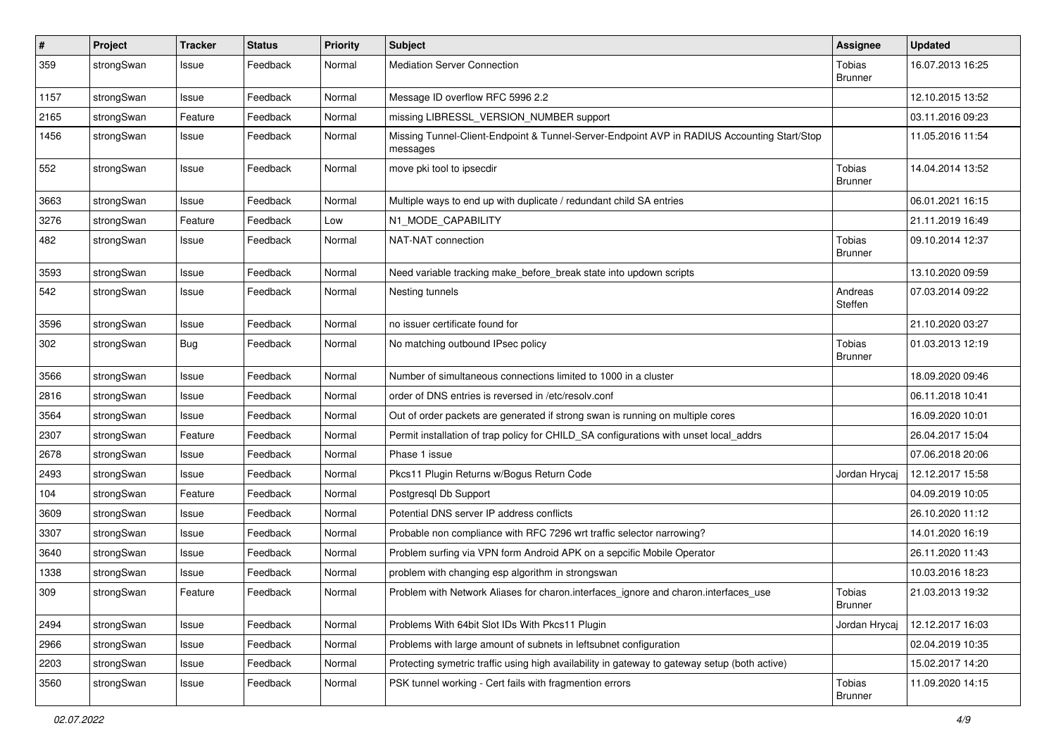| # | Project | Tracker | Status | Priority | Subject | Assignee | Updated |
| --- | --- | --- | --- | --- | --- | --- | --- |
| 359 | strongSwan | Issue | Feedback | Normal | Mediation Server Connection | Tobias Brunner | 16.07.2013 16:25 |
| 1157 | strongSwan | Issue | Feedback | Normal | Message ID overflow RFC 5996 2.2 | | 12.10.2015 13:52 |
| 2165 | strongSwan | Feature | Feedback | Normal | missing LIBRESSL_VERSION_NUMBER support | | 03.11.2016 09:23 |
| 1456 | strongSwan | Issue | Feedback | Normal | Missing Tunnel-Client-Endpoint & Tunnel-Server-Endpoint AVP in RADIUS Accounting Start/Stop messages | | 11.05.2016 11:54 |
| 552 | strongSwan | Issue | Feedback | Normal | move pki tool to ipsecdir | Tobias Brunner | 14.04.2014 13:52 |
| 3663 | strongSwan | Issue | Feedback | Normal | Multiple ways to end up with duplicate / redundant child SA entries | | 06.01.2021 16:15 |
| 3276 | strongSwan | Feature | Feedback | Low | N1_MODE_CAPABILITY | | 21.11.2019 16:49 |
| 482 | strongSwan | Issue | Feedback | Normal | NAT-NAT connection | Tobias Brunner | 09.10.2014 12:37 |
| 3593 | strongSwan | Issue | Feedback | Normal | Need variable tracking make_before_break state into updown scripts | | 13.10.2020 09:59 |
| 542 | strongSwan | Issue | Feedback | Normal | Nesting tunnels | Andreas Steffen | 07.03.2014 09:22 |
| 3596 | strongSwan | Issue | Feedback | Normal | no issuer certificate found for | | 21.10.2020 03:27 |
| 302 | strongSwan | Bug | Feedback | Normal | No matching outbound IPsec policy | Tobias Brunner | 01.03.2013 12:19 |
| 3566 | strongSwan | Issue | Feedback | Normal | Number of simultaneous connections limited to 1000 in a cluster | | 18.09.2020 09:46 |
| 2816 | strongSwan | Issue | Feedback | Normal | order of DNS entries is reversed in /etc/resolv.conf | | 06.11.2018 10:41 |
| 3564 | strongSwan | Issue | Feedback | Normal | Out of order packets are generated if strong swan is running on multiple cores | | 16.09.2020 10:01 |
| 2307 | strongSwan | Feature | Feedback | Normal | Permit installation of trap policy for CHILD_SA configurations with unset local_addrs | | 26.04.2017 15:04 |
| 2678 | strongSwan | Issue | Feedback | Normal | Phase 1 issue | | 07.06.2018 20:06 |
| 2493 | strongSwan | Issue | Feedback | Normal | Pkcs11 Plugin Returns w/Bogus Return Code | Jordan Hrycaj | 12.12.2017 15:58 |
| 104 | strongSwan | Feature | Feedback | Normal | Postgresql Db Support | | 04.09.2019 10:05 |
| 3609 | strongSwan | Issue | Feedback | Normal | Potential DNS server IP address conflicts | | 26.10.2020 11:12 |
| 3307 | strongSwan | Issue | Feedback | Normal | Probable non compliance with RFC 7296 wrt traffic selector narrowing? | | 14.01.2020 16:19 |
| 3640 | strongSwan | Issue | Feedback | Normal | Problem surfing via VPN form Android APK on a sepcific Mobile Operator | | 26.11.2020 11:43 |
| 1338 | strongSwan | Issue | Feedback | Normal | problem with changing esp algorithm in strongswan | | 10.03.2016 18:23 |
| 309 | strongSwan | Feature | Feedback | Normal | Problem with Network Aliases for charon.interfaces_ignore and charon.interfaces_use | Tobias Brunner | 21.03.2013 19:32 |
| 2494 | strongSwan | Issue | Feedback | Normal | Problems With 64bit Slot IDs With Pkcs11 Plugin | Jordan Hrycaj | 12.12.2017 16:03 |
| 2966 | strongSwan | Issue | Feedback | Normal | Problems with large amount of subnets in leftsubnet configuration | | 02.04.2019 10:35 |
| 2203 | strongSwan | Issue | Feedback | Normal | Protecting symetric traffic using high availability in gateway to gateway setup (both active) | | 15.02.2017 14:20 |
| 3560 | strongSwan | Issue | Feedback | Normal | PSK tunnel working - Cert fails with fragmention errors | Tobias Brunner | 11.09.2020 14:15 |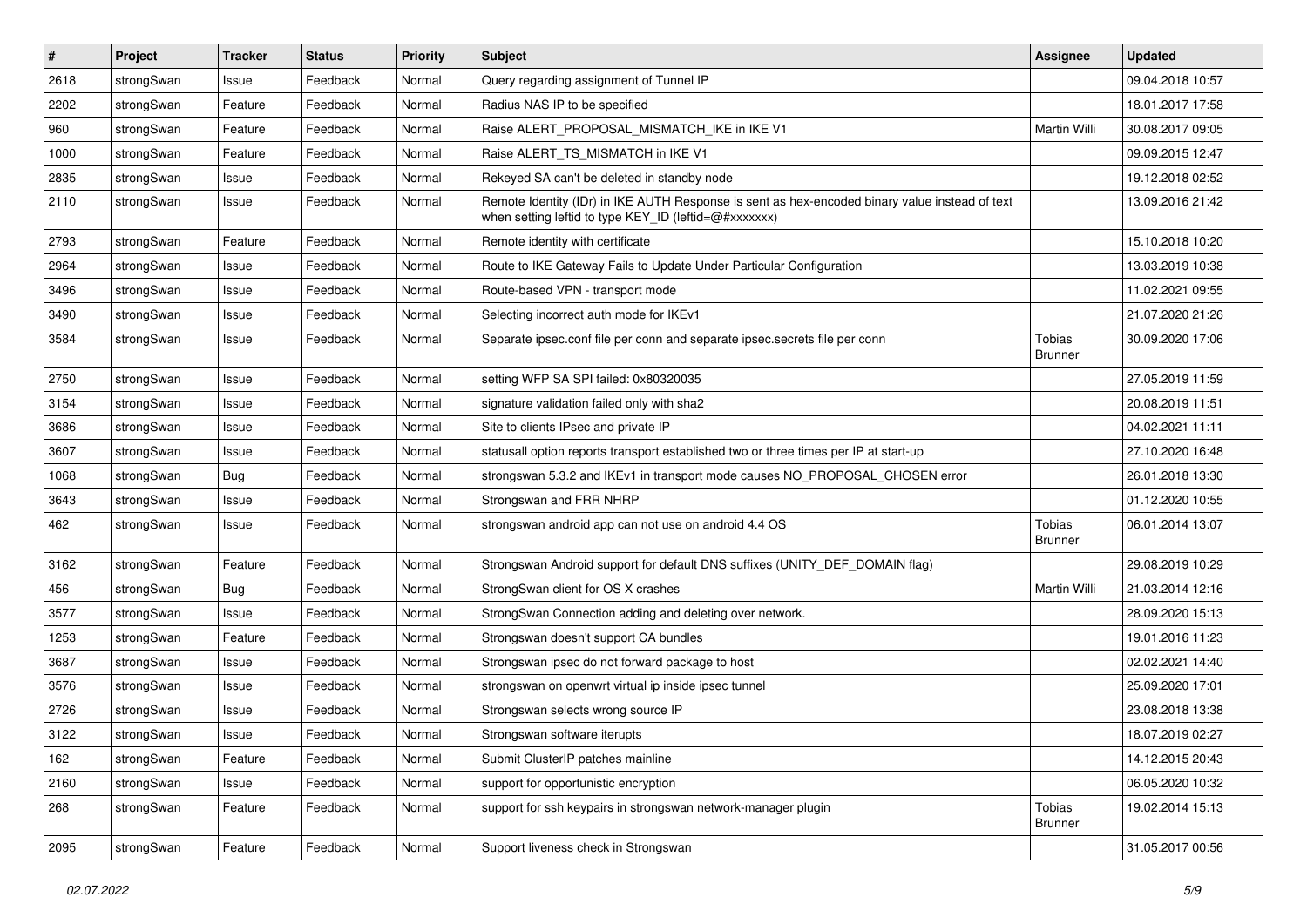| # | Project | Tracker | Status | Priority | Subject | Assignee | Updated |
|---|---|---|---|---|---|---|---|
| 2618 | strongSwan | Issue | Feedback | Normal | Query regarding assignment of Tunnel IP | | 09.04.2018 10:57 |
| 2202 | strongSwan | Feature | Feedback | Normal | Radius NAS IP to be specified | | 18.01.2017 17:58 |
| 960 | strongSwan | Feature | Feedback | Normal | Raise ALERT_PROPOSAL_MISMATCH_IKE in IKE V1 | Martin Willi | 30.08.2017 09:05 |
| 1000 | strongSwan | Feature | Feedback | Normal | Raise ALERT_TS_MISMATCH in IKE V1 | | 09.09.2015 12:47 |
| 2835 | strongSwan | Issue | Feedback | Normal | Rekeyed SA can't be deleted in standby node | | 19.12.2018 02:52 |
| 2110 | strongSwan | Issue | Feedback | Normal | Remote Identity (IDr) in IKE AUTH Response is sent as hex-encoded binary value instead of text when setting leftid to type KEY_ID (leftid=@#xxxxxxx) | | 13.09.2016 21:42 |
| 2793 | strongSwan | Feature | Feedback | Normal | Remote identity with certificate | | 15.10.2018 10:20 |
| 2964 | strongSwan | Issue | Feedback | Normal | Route to IKE Gateway Fails to Update Under Particular Configuration | | 13.03.2019 10:38 |
| 3496 | strongSwan | Issue | Feedback | Normal | Route-based VPN - transport mode | | 11.02.2021 09:55 |
| 3490 | strongSwan | Issue | Feedback | Normal | Selecting incorrect auth mode for IKEv1 | | 21.07.2020 21:26 |
| 3584 | strongSwan | Issue | Feedback | Normal | Separate ipsec.conf file per conn and separate ipsec.secrets file per conn | Tobias Brunner | 30.09.2020 17:06 |
| 2750 | strongSwan | Issue | Feedback | Normal | setting WFP SA SPI failed: 0x80320035 | | 27.05.2019 11:59 |
| 3154 | strongSwan | Issue | Feedback | Normal | signature validation failed only with sha2 | | 20.08.2019 11:51 |
| 3686 | strongSwan | Issue | Feedback | Normal | Site to clients IPsec and private IP | | 04.02.2021 11:11 |
| 3607 | strongSwan | Issue | Feedback | Normal | statusall option reports transport established two or three times per IP at start-up | | 27.10.2020 16:48 |
| 1068 | strongSwan | Bug | Feedback | Normal | strongswan 5.3.2 and IKEv1 in transport mode causes NO_PROPOSAL_CHOSEN error | | 26.01.2018 13:30 |
| 3643 | strongSwan | Issue | Feedback | Normal | Strongswan and FRR NHRP | | 01.12.2020 10:55 |
| 462 | strongSwan | Issue | Feedback | Normal | strongswan android app can not use on android 4.4 OS | Tobias Brunner | 06.01.2014 13:07 |
| 3162 | strongSwan | Feature | Feedback | Normal | Strongswan Android support for default DNS suffixes (UNITY_DEF_DOMAIN flag) | | 29.08.2019 10:29 |
| 456 | strongSwan | Bug | Feedback | Normal | StrongSwan client for OS X crashes | Martin Willi | 21.03.2014 12:16 |
| 3577 | strongSwan | Issue | Feedback | Normal | StrongSwan Connection adding and deleting over network. | | 28.09.2020 15:13 |
| 1253 | strongSwan | Feature | Feedback | Normal | Strongswan doesn't support CA bundles | | 19.01.2016 11:23 |
| 3687 | strongSwan | Issue | Feedback | Normal | Strongswan ipsec do not forward package to host | | 02.02.2021 14:40 |
| 3576 | strongSwan | Issue | Feedback | Normal | strongswan on openwrt virtual ip inside ipsec tunnel | | 25.09.2020 17:01 |
| 2726 | strongSwan | Issue | Feedback | Normal | Strongswan selects wrong source IP | | 23.08.2018 13:38 |
| 3122 | strongSwan | Issue | Feedback | Normal | Strongswan software iterupts | | 18.07.2019 02:27 |
| 162 | strongSwan | Feature | Feedback | Normal | Submit ClusterIP patches mainline | | 14.12.2015 20:43 |
| 2160 | strongSwan | Issue | Feedback | Normal | support for opportunistic encryption | | 06.05.2020 10:32 |
| 268 | strongSwan | Feature | Feedback | Normal | support for ssh keypairs in strongswan network-manager plugin | Tobias Brunner | 19.02.2014 15:13 |
| 2095 | strongSwan | Feature | Feedback | Normal | Support liveness check in Strongswan | | 31.05.2017 00:56 |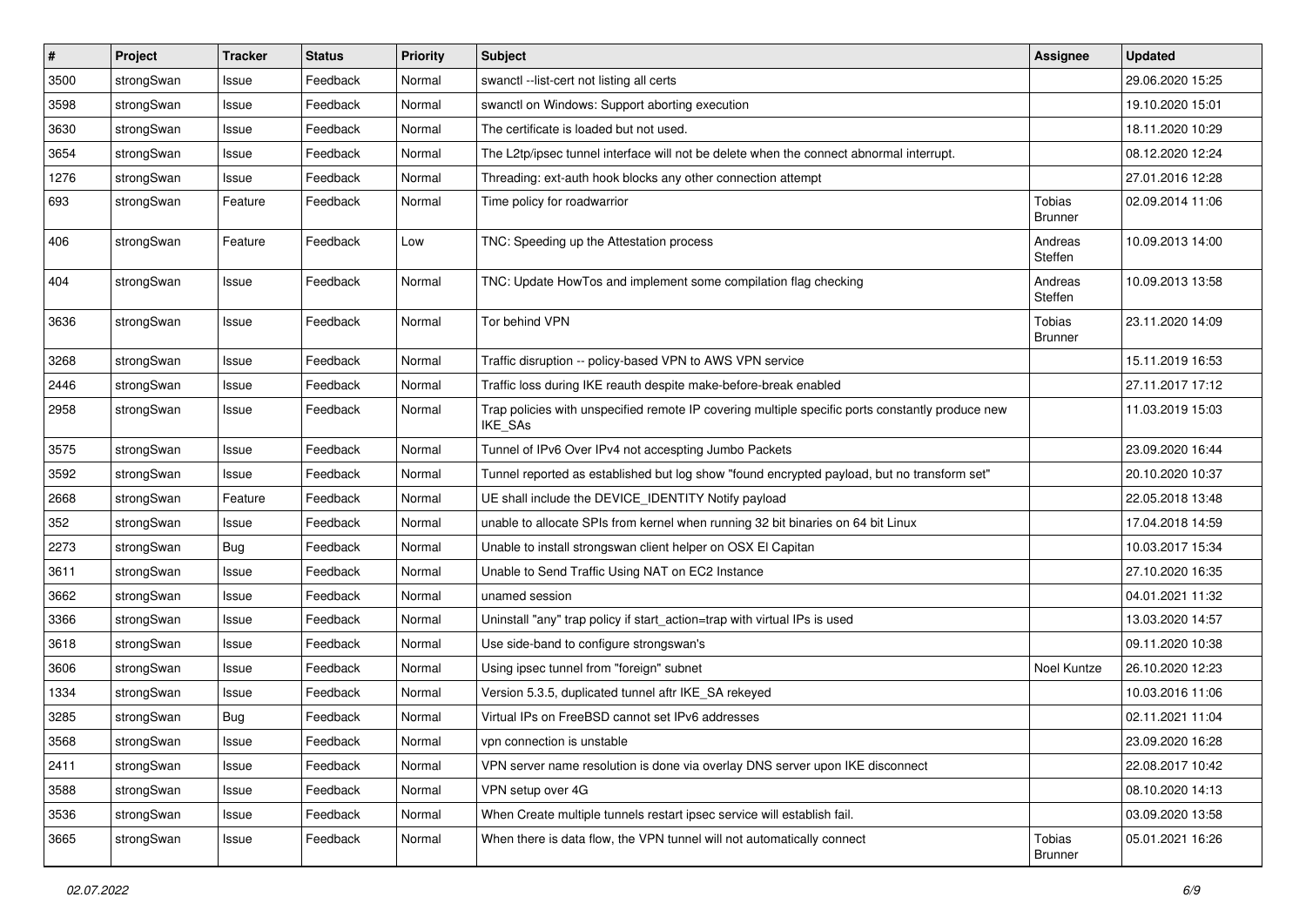| # | Project | Tracker | Status | Priority | Subject | Assignee | Updated |
|---|---|---|---|---|---|---|---|
| 3500 | strongSwan | Issue | Feedback | Normal | swanctl --list-cert not listing all certs | | 29.06.2020 15:25 |
| 3598 | strongSwan | Issue | Feedback | Normal | swanctl on Windows: Support aborting execution | | 19.10.2020 15:01 |
| 3630 | strongSwan | Issue | Feedback | Normal | The certificate is loaded but not used. | | 18.11.2020 10:29 |
| 3654 | strongSwan | Issue | Feedback | Normal | The L2tp/ipsec tunnel interface will not be delete when the connect abnormal interrupt. | | 08.12.2020 12:24 |
| 1276 | strongSwan | Issue | Feedback | Normal | Threading: ext-auth hook blocks any other connection attempt | | 27.01.2016 12:28 |
| 693 | strongSwan | Feature | Feedback | Normal | Time policy for roadwarrior | Tobias Brunner | 02.09.2014 11:06 |
| 406 | strongSwan | Feature | Feedback | Low | TNC: Speeding up the Attestation process | Andreas Steffen | 10.09.2013 14:00 |
| 404 | strongSwan | Issue | Feedback | Normal | TNC: Update HowTos and implement some compilation flag checking | Andreas Steffen | 10.09.2013 13:58 |
| 3636 | strongSwan | Issue | Feedback | Normal | Tor behind VPN | Tobias Brunner | 23.11.2020 14:09 |
| 3268 | strongSwan | Issue | Feedback | Normal | Traffic disruption -- policy-based VPN to AWS VPN service | | 15.11.2019 16:53 |
| 2446 | strongSwan | Issue | Feedback | Normal | Traffic loss during IKE reauth despite make-before-break enabled | | 27.11.2017 17:12 |
| 2958 | strongSwan | Issue | Feedback | Normal | Trap policies with unspecified remote IP covering multiple specific ports constantly produce new IKE_SAs | | 11.03.2019 15:03 |
| 3575 | strongSwan | Issue | Feedback | Normal | Tunnel of IPv6 Over IPv4 not accespting Jumbo Packets | | 23.09.2020 16:44 |
| 3592 | strongSwan | Issue | Feedback | Normal | Tunnel reported as established but log show "found encrypted payload, but no transform set" | | 20.10.2020 10:37 |
| 2668 | strongSwan | Feature | Feedback | Normal | UE shall include the DEVICE_IDENTITY Notify payload | | 22.05.2018 13:48 |
| 352 | strongSwan | Issue | Feedback | Normal | unable to allocate SPIs from kernel when running 32 bit binaries on 64 bit Linux | | 17.04.2018 14:59 |
| 2273 | strongSwan | Bug | Feedback | Normal | Unable to install strongswan client helper on OSX El Capitan | | 10.03.2017 15:34 |
| 3611 | strongSwan | Issue | Feedback | Normal | Unable to Send Traffic Using NAT on EC2 Instance | | 27.10.2020 16:35 |
| 3662 | strongSwan | Issue | Feedback | Normal | unamed session | | 04.01.2021 11:32 |
| 3366 | strongSwan | Issue | Feedback | Normal | Uninstall "any" trap policy if start_action=trap with virtual IPs is used | | 13.03.2020 14:57 |
| 3618 | strongSwan | Issue | Feedback | Normal | Use side-band to configure strongswan's | | 09.11.2020 10:38 |
| 3606 | strongSwan | Issue | Feedback | Normal | Using ipsec tunnel from "foreign" subnet | Noel Kuntze | 26.10.2020 12:23 |
| 1334 | strongSwan | Issue | Feedback | Normal | Version 5.3.5, duplicated tunnel aftr IKE_SA rekeyed | | 10.03.2016 11:06 |
| 3285 | strongSwan | Bug | Feedback | Normal | Virtual IPs on FreeBSD cannot set IPv6 addresses | | 02.11.2021 11:04 |
| 3568 | strongSwan | Issue | Feedback | Normal | vpn connection is unstable | | 23.09.2020 16:28 |
| 2411 | strongSwan | Issue | Feedback | Normal | VPN server name resolution is done via overlay DNS server upon IKE disconnect | | 22.08.2017 10:42 |
| 3588 | strongSwan | Issue | Feedback | Normal | VPN setup over 4G | | 08.10.2020 14:13 |
| 3536 | strongSwan | Issue | Feedback | Normal | When Create multiple tunnels restart ipsec service will establish fail. | | 03.09.2020 13:58 |
| 3665 | strongSwan | Issue | Feedback | Normal | When there is data flow, the VPN tunnel will not automatically connect | Tobias Brunner | 05.01.2021 16:26 |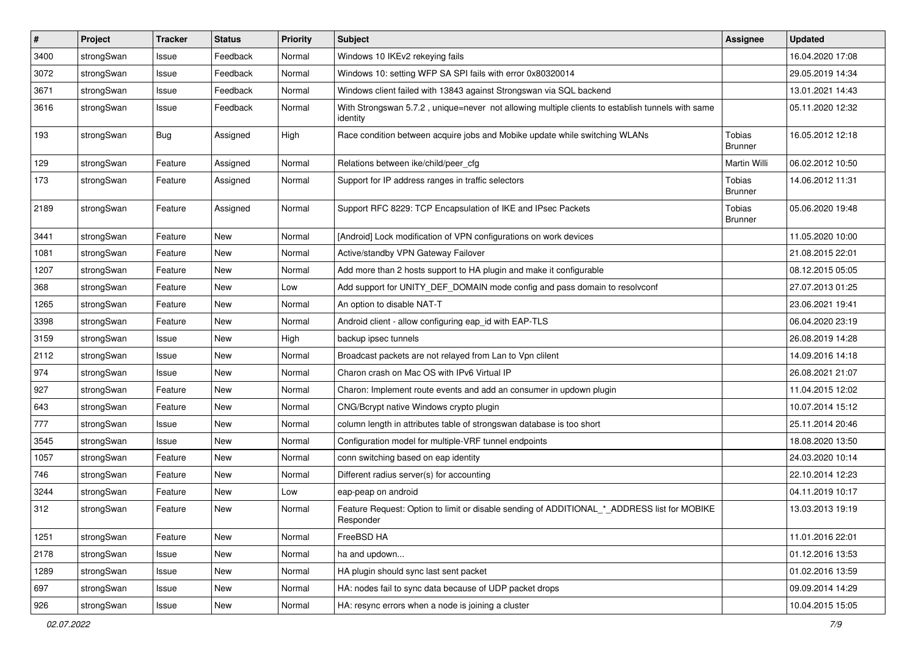| # | Project | Tracker | Status | Priority | Subject | Assignee | Updated |
|---|---|---|---|---|---|---|---|
| 3400 | strongSwan | Issue | Feedback | Normal | Windows 10 IKEv2 rekeying fails | | 16.04.2020 17:08 |
| 3072 | strongSwan | Issue | Feedback | Normal | Windows 10: setting WFP SA SPI fails with error 0x80320014 | | 29.05.2019 14:34 |
| 3671 | strongSwan | Issue | Feedback | Normal | Windows client failed with 13843 against Strongswan via SQL backend | | 13.01.2021 14:43 |
| 3616 | strongSwan | Issue | Feedback | Normal | With Strongswan 5.7.2 , unique=never not allowing multiple clients to establish tunnels with same identity | | 05.11.2020 12:32 |
| 193 | strongSwan | Bug | Assigned | High | Race condition between acquire jobs and Mobike update while switching WLANs | Tobias Brunner | 16.05.2012 12:18 |
| 129 | strongSwan | Feature | Assigned | Normal | Relations between ike/child/peer_cfg | Martin Willi | 06.02.2012 10:50 |
| 173 | strongSwan | Feature | Assigned | Normal | Support for IP address ranges in traffic selectors | Tobias Brunner | 14.06.2012 11:31 |
| 2189 | strongSwan | Feature | Assigned | Normal | Support RFC 8229: TCP Encapsulation of IKE and IPsec Packets | Tobias Brunner | 05.06.2020 19:48 |
| 3441 | strongSwan | Feature | New | Normal | [Android] Lock modification of VPN configurations on work devices | | 11.05.2020 10:00 |
| 1081 | strongSwan | Feature | New | Normal | Active/standby VPN Gateway Failover | | 21.08.2015 22:01 |
| 1207 | strongSwan | Feature | New | Normal | Add more than 2 hosts support to HA plugin and make it configurable | | 08.12.2015 05:05 |
| 368 | strongSwan | Feature | New | Low | Add support for UNITY_DEF_DOMAIN mode config and pass domain to resolvconf | | 27.07.2013 01:25 |
| 1265 | strongSwan | Feature | New | Normal | An option to disable NAT-T | | 23.06.2021 19:41 |
| 3398 | strongSwan | Feature | New | Normal | Android client - allow configuring eap_id with EAP-TLS | | 06.04.2020 23:19 |
| 3159 | strongSwan | Issue | New | High | backup ipsec tunnels | | 26.08.2019 14:28 |
| 2112 | strongSwan | Issue | New | Normal | Broadcast packets are not relayed from Lan to Vpn clilent | | 14.09.2016 14:18 |
| 974 | strongSwan | Issue | New | Normal | Charon crash on Mac OS with IPv6 Virtual IP | | 26.08.2021 21:07 |
| 927 | strongSwan | Feature | New | Normal | Charon: Implement route events and add an consumer in updown plugin | | 11.04.2015 12:02 |
| 643 | strongSwan | Feature | New | Normal | CNG/Bcrypt native Windows crypto plugin | | 10.07.2014 15:12 |
| 777 | strongSwan | Issue | New | Normal | column length in attributes table of strongswan database is too short | | 25.11.2014 20:46 |
| 3545 | strongSwan | Issue | New | Normal | Configuration model for multiple-VRF tunnel endpoints | | 18.08.2020 13:50 |
| 1057 | strongSwan | Feature | New | Normal | conn switching based on eap identity | | 24.03.2020 10:14 |
| 746 | strongSwan | Feature | New | Normal | Different radius server(s) for accounting | | 22.10.2014 12:23 |
| 3244 | strongSwan | Feature | New | Low | eap-peap on android | | 04.11.2019 10:17 |
| 312 | strongSwan | Feature | New | Normal | Feature Request: Option to limit or disable sending of ADDITIONAL_*_ADDRESS list for MOBIKE Responder | | 13.03.2013 19:19 |
| 1251 | strongSwan | Feature | New | Normal | FreeBSD HA | | 11.01.2016 22:01 |
| 2178 | strongSwan | Issue | New | Normal | ha and updown... | | 01.12.2016 13:53 |
| 1289 | strongSwan | Issue | New | Normal | HA plugin should sync last sent packet | | 01.02.2016 13:59 |
| 697 | strongSwan | Issue | New | Normal | HA: nodes fail to sync data because of UDP packet drops | | 09.09.2014 14:29 |
| 926 | strongSwan | Issue | New | Normal | HA: resync errors when a node is joining a cluster | | 10.04.2015 15:05 |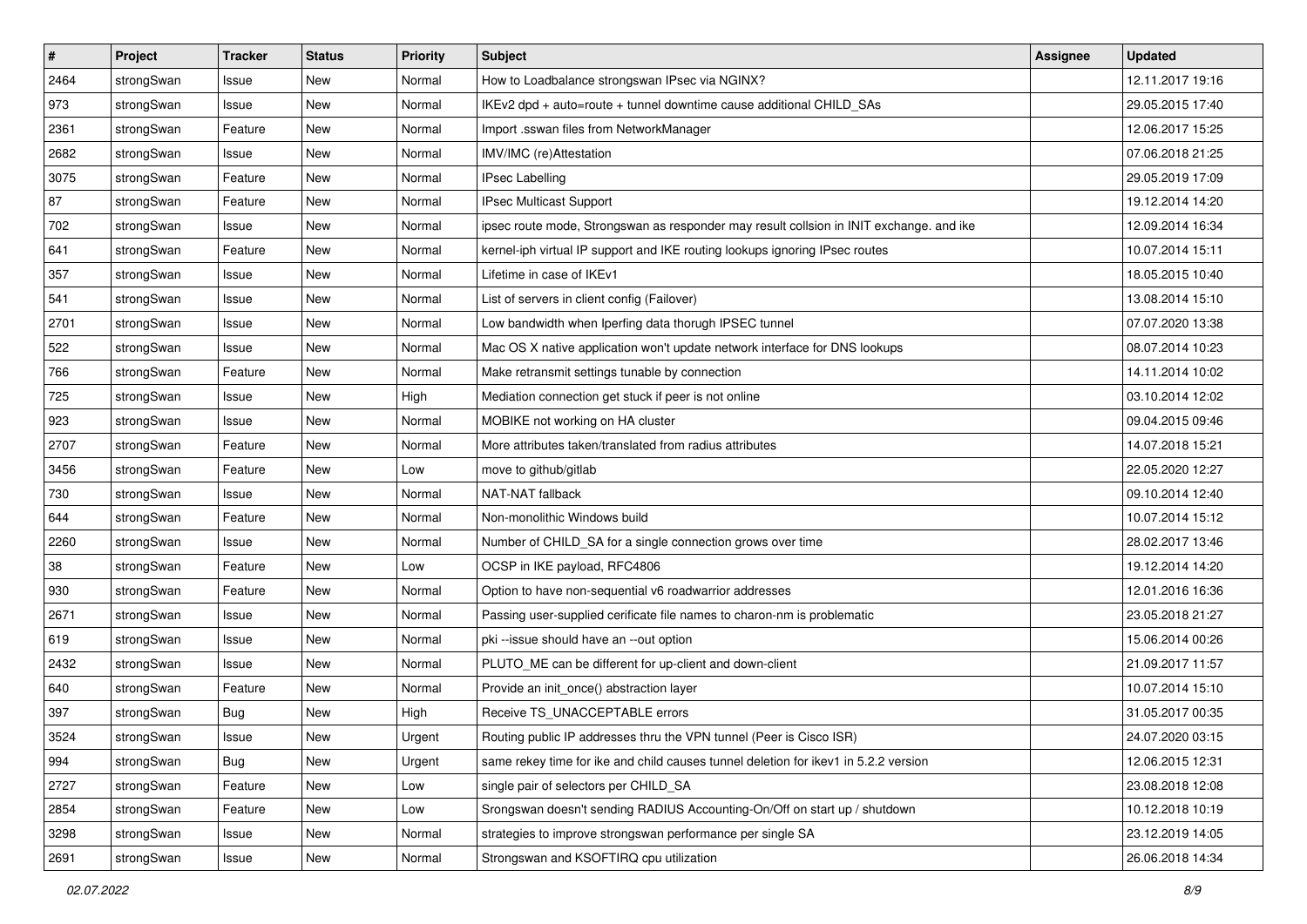| # | Project | Tracker | Status | Priority | Subject | Assignee | Updated |
|---|---|---|---|---|---|---|---|
| 2464 | strongSwan | Issue | New | Normal | How to Loadbalance strongswan IPsec via NGINX? | | 12.11.2017 19:16 |
| 973 | strongSwan | Issue | New | Normal | IKEv2 dpd + auto=route + tunnel downtime cause additional CHILD_SAs | | 29.05.2015 17:40 |
| 2361 | strongSwan | Feature | New | Normal | Import .sswan files from NetworkManager | | 12.06.2017 15:25 |
| 2682 | strongSwan | Issue | New | Normal | IMV/IMC (re)Attestation | | 07.06.2018 21:25 |
| 3075 | strongSwan | Feature | New | Normal | IPsec Labelling | | 29.05.2019 17:09 |
| 87 | strongSwan | Feature | New | Normal | IPsec Multicast Support | | 19.12.2014 14:20 |
| 702 | strongSwan | Issue | New | Normal | ipsec route mode, Strongswan as responder may result collsion in INIT exchange. and ike | | 12.09.2014 16:34 |
| 641 | strongSwan | Feature | New | Normal | kernel-iph virtual IP support and IKE routing lookups ignoring IPsec routes | | 10.07.2014 15:11 |
| 357 | strongSwan | Issue | New | Normal | Lifetime in case of IKEv1 | | 18.05.2015 10:40 |
| 541 | strongSwan | Issue | New | Normal | List of servers in client config (Failover) | | 13.08.2014 15:10 |
| 2701 | strongSwan | Issue | New | Normal | Low bandwidth when Iperfing data thorugh IPSEC tunnel | | 07.07.2020 13:38 |
| 522 | strongSwan | Issue | New | Normal | Mac OS X native application won't update network interface for DNS lookups | | 08.07.2014 10:23 |
| 766 | strongSwan | Feature | New | Normal | Make retransmit settings tunable by connection | | 14.11.2014 10:02 |
| 725 | strongSwan | Issue | New | High | Mediation connection get stuck if peer is not online | | 03.10.2014 12:02 |
| 923 | strongSwan | Issue | New | Normal | MOBIKE not working on HA cluster | | 09.04.2015 09:46 |
| 2707 | strongSwan | Feature | New | Normal | More attributes taken/translated from radius attributes | | 14.07.2018 15:21 |
| 3456 | strongSwan | Feature | New | Low | move to github/gitlab | | 22.05.2020 12:27 |
| 730 | strongSwan | Issue | New | Normal | NAT-NAT fallback | | 09.10.2014 12:40 |
| 644 | strongSwan | Feature | New | Normal | Non-monolithic Windows build | | 10.07.2014 15:12 |
| 2260 | strongSwan | Issue | New | Normal | Number of CHILD_SA for a single connection grows over time | | 28.02.2017 13:46 |
| 38 | strongSwan | Feature | New | Low | OCSP in IKE payload, RFC4806 | | 19.12.2014 14:20 |
| 930 | strongSwan | Feature | New | Normal | Option to have non-sequential v6 roadwarrior addresses | | 12.01.2016 16:36 |
| 2671 | strongSwan | Issue | New | Normal | Passing user-supplied cerificate file names to charon-nm is problematic | | 23.05.2018 21:27 |
| 619 | strongSwan | Issue | New | Normal | pki --issue should have an --out option | | 15.06.2014 00:26 |
| 2432 | strongSwan | Issue | New | Normal | PLUTO_ME can be different for up-client and down-client | | 21.09.2017 11:57 |
| 640 | strongSwan | Feature | New | Normal | Provide an init_once() abstraction layer | | 10.07.2014 15:10 |
| 397 | strongSwan | Bug | New | High | Receive TS_UNACCEPTABLE errors | | 31.05.2017 00:35 |
| 3524 | strongSwan | Issue | New | Urgent | Routing public IP addresses thru the VPN tunnel (Peer is Cisco ISR) | | 24.07.2020 03:15 |
| 994 | strongSwan | Bug | New | Urgent | same rekey time for ike and child causes tunnel deletion for ikev1 in 5.2.2 version | | 12.06.2015 12:31 |
| 2727 | strongSwan | Feature | New | Low | single pair of selectors per CHILD_SA | | 23.08.2018 12:08 |
| 2854 | strongSwan | Feature | New | Low | Srongswan doesn't sending RADIUS Accounting-On/Off on start up / shutdown | | 10.12.2018 10:19 |
| 3298 | strongSwan | Issue | New | Normal | strategies to improve strongswan performance per single SA | | 23.12.2019 14:05 |
| 2691 | strongSwan | Issue | New | Normal | Strongswan and KSOFTIRQ cpu utilization | | 26.06.2018 14:34 |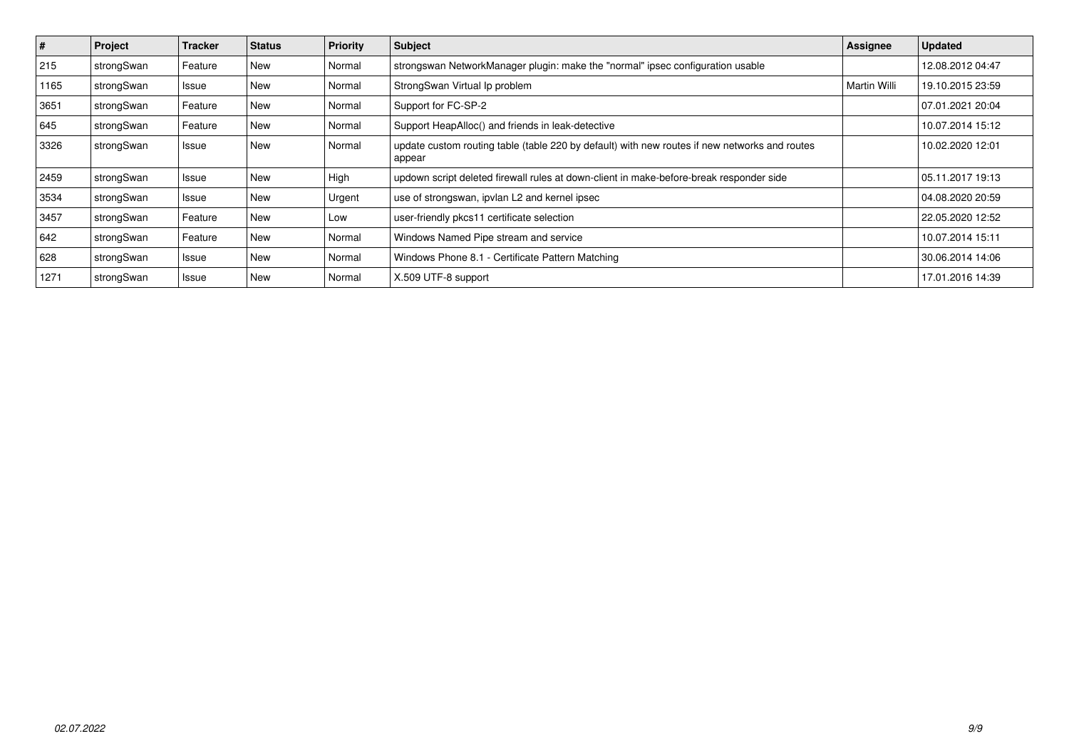| # | Project | Tracker | Status | Priority | Subject | Assignee | Updated |
|---|---|---|---|---|---|---|---|
| 215 | strongSwan | Feature | New | Normal | strongswan NetworkManager plugin: make the "normal" ipsec configuration usable | | 12.08.2012 04:47 |
| 1165 | strongSwan | Issue | New | Normal | StrongSwan Virtual Ip problem | Martin Willi | 19.10.2015 23:59 |
| 3651 | strongSwan | Feature | New | Normal | Support for FC-SP-2 | | 07.01.2021 20:04 |
| 645 | strongSwan | Feature | New | Normal | Support HeapAlloc() and friends in leak-detective | | 10.07.2014 15:12 |
| 3326 | strongSwan | Issue | New | Normal | update custom routing table (table 220 by default) with new routes if new networks and routes appear | | 10.02.2020 12:01 |
| 2459 | strongSwan | Issue | New | High | updown script deleted firewall rules at down-client in make-before-break responder side | | 05.11.2017 19:13 |
| 3534 | strongSwan | Issue | New | Urgent | use of strongswan, ipvlan L2 and kernel ipsec | | 04.08.2020 20:59 |
| 3457 | strongSwan | Feature | New | Low | user-friendly pkcs11 certificate selection | | 22.05.2020 12:52 |
| 642 | strongSwan | Feature | New | Normal | Windows Named Pipe stream and service | | 10.07.2014 15:11 |
| 628 | strongSwan | Issue | New | Normal | Windows Phone 8.1 - Certificate Pattern Matching | | 30.06.2014 14:06 |
| 1271 | strongSwan | Issue | New | Normal | X.509 UTF-8 support | | 17.01.2016 14:39 |